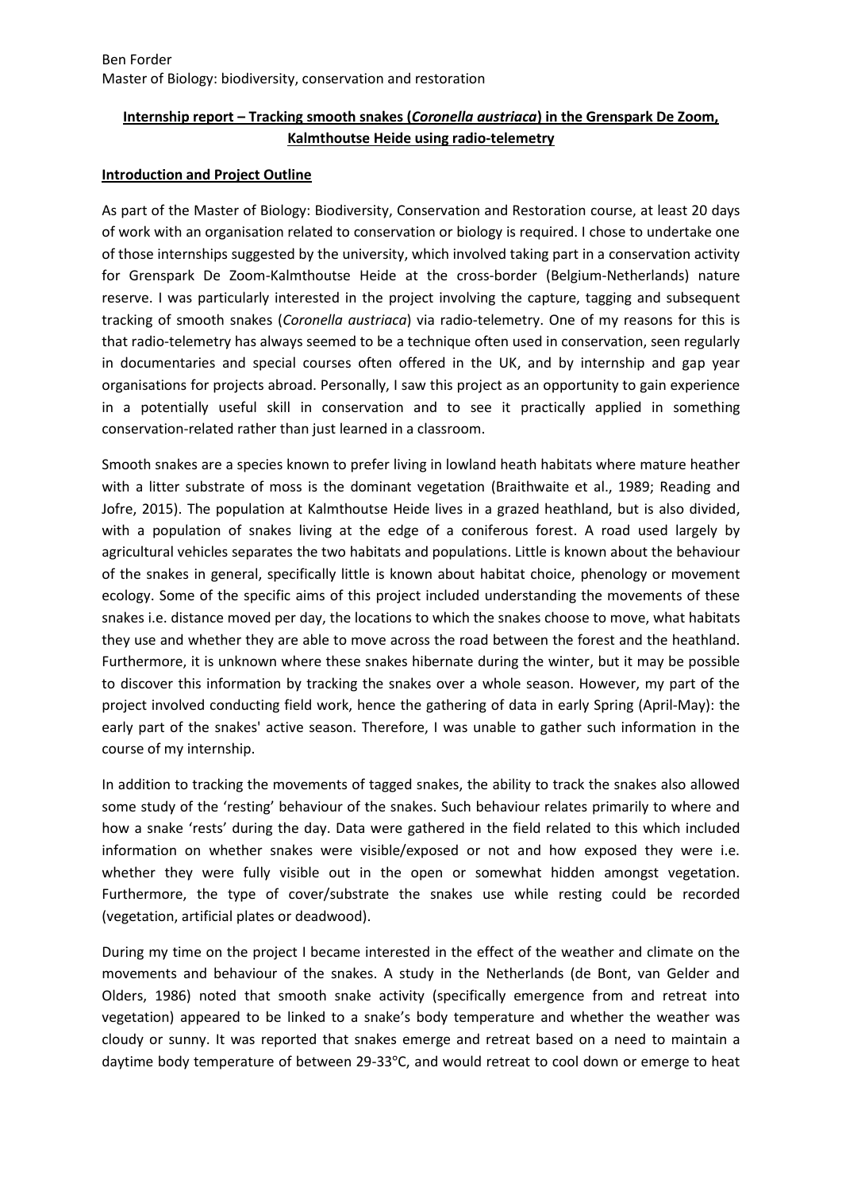Ben Forder
Master of Biology: biodiversity, conservation and restoration

# Internship report – Tracking smooth snakes (*Coronella austriaca*) in the Grenspark De Zoom, Kalmthoutse Heide using radio-telemetry

## Introduction and Project Outline

As part of the Master of Biology: Biodiversity, Conservation and Restoration course, at least 20 days of work with an organisation related to conservation or biology is required. I chose to undertake one of those internships suggested by the university, which involved taking part in a conservation activity for Grenspark De Zoom-Kalmthoutse Heide at the cross-border (Belgium-Netherlands) nature reserve. I was particularly interested in the project involving the capture, tagging and subsequent tracking of smooth snakes (*Coronella austriaca*) via radio-telemetry. One of my reasons for this is that radio-telemetry has always seemed to be a technique often used in conservation, seen regularly in documentaries and special courses often offered in the UK, and by internship and gap year organisations for projects abroad. Personally, I saw this project as an opportunity to gain experience in a potentially useful skill in conservation and to see it practically applied in something conservation-related rather than just learned in a classroom.

Smooth snakes are a species known to prefer living in lowland heath habitats where mature heather with a litter substrate of moss is the dominant vegetation (Braithwaite et al., 1989; Reading and Jofre, 2015). The population at Kalmthoutse Heide lives in a grazed heathland, but is also divided, with a population of snakes living at the edge of a coniferous forest. A road used largely by agricultural vehicles separates the two habitats and populations. Little is known about the behaviour of the snakes in general, specifically little is known about habitat choice, phenology or movement ecology. Some of the specific aims of this project included understanding the movements of these snakes i.e. distance moved per day, the locations to which the snakes choose to move, what habitats they use and whether they are able to move across the road between the forest and the heathland. Furthermore, it is unknown where these snakes hibernate during the winter, but it may be possible to discover this information by tracking the snakes over a whole season. However, my part of the project involved conducting field work, hence the gathering of data in early Spring (April-May): the early part of the snakes' active season. Therefore, I was unable to gather such information in the course of my internship.

In addition to tracking the movements of tagged snakes, the ability to track the snakes also allowed some study of the 'resting' behaviour of the snakes. Such behaviour relates primarily to where and how a snake 'rests' during the day. Data were gathered in the field related to this which included information on whether snakes were visible/exposed or not and how exposed they were i.e. whether they were fully visible out in the open or somewhat hidden amongst vegetation. Furthermore, the type of cover/substrate the snakes use while resting could be recorded (vegetation, artificial plates or deadwood).

During my time on the project I became interested in the effect of the weather and climate on the movements and behaviour of the snakes. A study in the Netherlands (de Bont, van Gelder and Olders, 1986) noted that smooth snake activity (specifically emergence from and retreat into vegetation) appeared to be linked to a snake's body temperature and whether the weather was cloudy or sunny. It was reported that snakes emerge and retreat based on a need to maintain a daytime body temperature of between 29-33°C, and would retreat to cool down or emerge to heat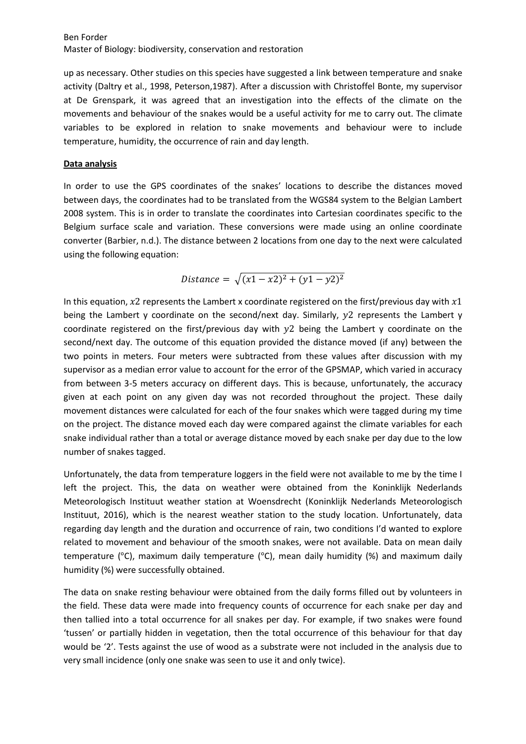up as necessary. Other studies on this species have suggested a link between temperature and snake activity (Daltry et al., 1998, Peterson,1987). After a discussion with Christoffel Bonte, my supervisor at De Grenspark, it was agreed that an investigation into the effects of the climate on the movements and behaviour of the snakes would be a useful activity for me to carry out. The climate variables to be explored in relation to snake movements and behaviour were to include temperature, humidity, the occurrence of rain and day length.

## Data analysis

In order to use the GPS coordinates of the snakes' locations to describe the distances moved between days, the coordinates had to be translated from the WGS84 system to the Belgian Lambert 2008 system. This is in order to translate the coordinates into Cartesian coordinates specific to the Belgium surface scale and variation. These conversions were made using an online coordinate converter (Barbier, n.d.). The distance between 2 locations from one day to the next were calculated using the following equation:

$$Distance = \sqrt{(x1 - x2)^2 + (y1 - y2)^2}$$

In this equation, $x2$ represents the Lambert x coordinate registered on the first/previous day with $x1$ being the Lambert y coordinate on the second/next day. Similarly, $y2$ represents the Lambert y coordinate registered on the first/previous day with $y2$ being the Lambert y coordinate on the second/next day. The outcome of this equation provided the distance moved (if any) between the two points in meters. Four meters were subtracted from these values after discussion with my supervisor as a median error value to account for the error of the GPSMAP, which varied in accuracy from between 3-5 meters accuracy on different days. This is because, unfortunately, the accuracy given at each point on any given day was not recorded throughout the project. These daily movement distances were calculated for each of the four snakes which were tagged during my time on the project. The distance moved each day were compared against the climate variables for each snake individual rather than a total or average distance moved by each snake per day due to the low number of snakes tagged.

Unfortunately, the data from temperature loggers in the field were not available to me by the time I left the project. This, the data on weather were obtained from the Koninklijk Nederlands Meteorologisch Instituut weather station at Woensdrecht (Koninklijk Nederlands Meteorologisch Instituut, 2016), which is the nearest weather station to the study location. Unfortunately, data regarding day length and the duration and occurrence of rain, two conditions I'd wanted to explore related to movement and behaviour of the smooth snakes, were not available. Data on mean daily temperature (°C), maximum daily temperature (°C), mean daily humidity (%) and maximum daily humidity (%) were successfully obtained.

The data on snake resting behaviour were obtained from the daily forms filled out by volunteers in the field. These data were made into frequency counts of occurrence for each snake per day and then tallied into a total occurrence for all snakes per day. For example, if two snakes were found 'tussen' or partially hidden in vegetation, then the total occurrence of this behaviour for that day would be '2'. Tests against the use of wood as a substrate were not included in the analysis due to very small incidence (only one snake was seen to use it and only twice).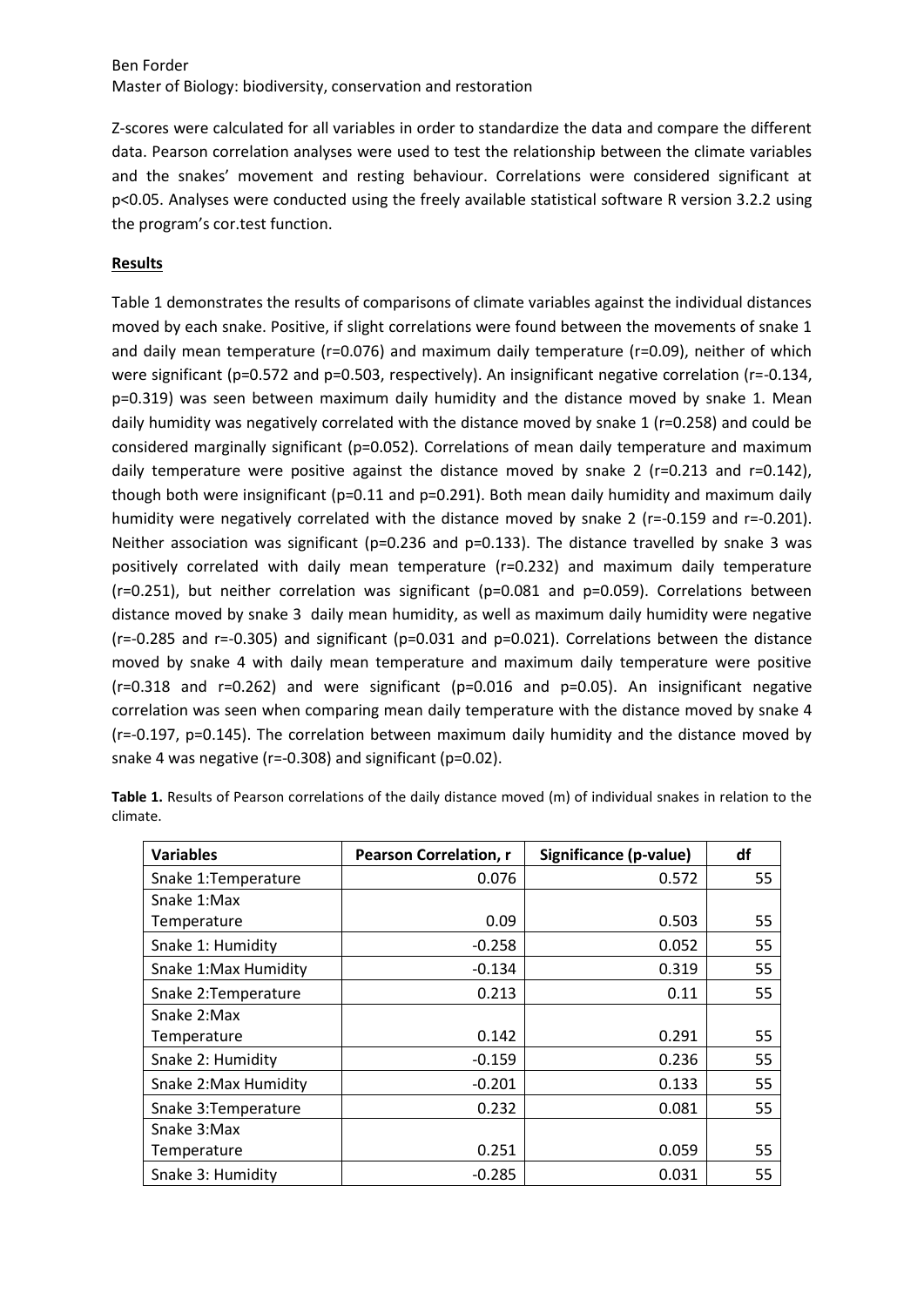Z-scores were calculated for all variables in order to standardize the data and compare the different data. Pearson correlation analyses were used to test the relationship between the climate variables and the snakes' movement and resting behaviour. Correlations were considered significant at p<0.05. Analyses were conducted using the freely available statistical software R version 3.2.2 using the program's cor.test function.

## Results

Table 1 demonstrates the results of comparisons of climate variables against the individual distances moved by each snake. Positive, if slight correlations were found between the movements of snake 1 and daily mean temperature (r=0.076) and maximum daily temperature (r=0.09), neither of which were significant (p=0.572 and p=0.503, respectively). An insignificant negative correlation (r=-0.134, p=0.319) was seen between maximum daily humidity and the distance moved by snake 1. Mean daily humidity was negatively correlated with the distance moved by snake 1 (r=0.258) and could be considered marginally significant (p=0.052). Correlations of mean daily temperature and maximum daily temperature were positive against the distance moved by snake 2 (r=0.213 and r=0.142), though both were insignificant (p=0.11 and p=0.291). Both mean daily humidity and maximum daily humidity were negatively correlated with the distance moved by snake 2 (r=-0.159 and r=-0.201). Neither association was significant (p=0.236 and p=0.133). The distance travelled by snake 3 was positively correlated with daily mean temperature (r=0.232) and maximum daily temperature (r=0.251), but neither correlation was significant (p=0.081 and p=0.059). Correlations between distance moved by snake 3 daily mean humidity, as well as maximum daily humidity were negative (r=-0.285 and r=-0.305) and significant (p=0.031 and p=0.021). Correlations between the distance moved by snake 4 with daily mean temperature and maximum daily temperature were positive (r=0.318 and r=0.262) and were significant (p=0.016 and p=0.05). An insignificant negative correlation was seen when comparing mean daily temperature with the distance moved by snake 4 (r=-0.197, p=0.145). The correlation between maximum daily humidity and the distance moved by snake 4 was negative (r=-0.308) and significant (p=0.02).

**Table 1.** Results of Pearson correlations of the daily distance moved (m) of individual snakes in relation to the climate.

| Variables | Pearson Correlation, r | Significance (p-value) | df |
|---|---|---|---|
| Snake 1:Temperature | 0.076 | 0.572 | 55 |
| Snake 1:Max Temperature | 0.09 | 0.503 | 55 |
| Snake 1: Humidity | -0.258 | 0.052 | 55 |
| Snake 1:Max Humidity | -0.134 | 0.319 | 55 |
| Snake 2:Temperature | 0.213 | 0.11 | 55 |
| Snake 2:Max Temperature | 0.142 | 0.291 | 55 |
| Snake 2: Humidity | -0.159 | 0.236 | 55 |
| Snake 2:Max Humidity | -0.201 | 0.133 | 55 |
| Snake 3:Temperature | 0.232 | 0.081 | 55 |
| Snake 3:Max Temperature | 0.251 | 0.059 | 55 |
| Snake 3: Humidity | -0.285 | 0.031 | 55 |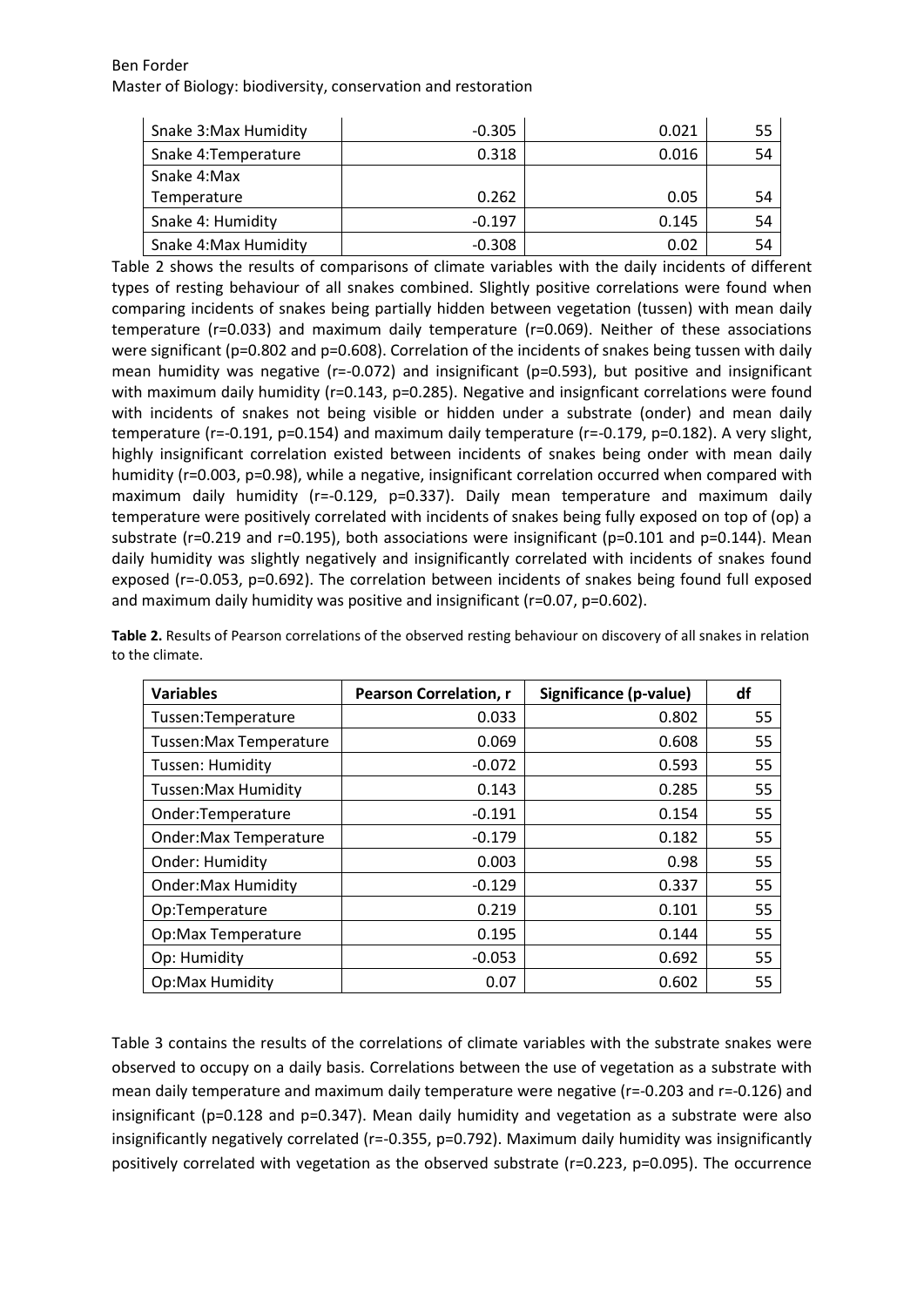| Snake 3:Max Humidity | -0.305 | 0.021 | 55 |
|---|---|---|---|
| Snake 4:Temperature | 0.318 | 0.016 | 54 |
| Snake 4:Max Temperature | 0.262 | 0.05 | 54 |
| Snake 4: Humidity | -0.197 | 0.145 | 54 |
| Snake 4:Max Humidity | -0.308 | 0.02 | 54 |

Table 2 shows the results of comparisons of climate variables with the daily incidents of different types of resting behaviour of all snakes combined. Slightly positive correlations were found when comparing incidents of snakes being partially hidden between vegetation (tussen) with mean daily temperature (r=0.033) and maximum daily temperature (r=0.069). Neither of these associations were significant (p=0.802 and p=0.608). Correlation of the incidents of snakes being tussen with daily mean humidity was negative (r=-0.072) and insignificant (p=0.593), but positive and insignificant with maximum daily humidity (r=0.143, p=0.285). Negative and insignficant correlations were found with incidents of snakes not being visible or hidden under a substrate (onder) and mean daily temperature (r=-0.191, p=0.154) and maximum daily temperature (r=-0.179, p=0.182). A very slight, highly insignificant correlation existed between incidents of snakes being onder with mean daily humidity (r=0.003, p=0.98), while a negative, insignificant correlation occurred when compared with maximum daily humidity (r=-0.129, p=0.337). Daily mean temperature and maximum daily temperature were positively correlated with incidents of snakes being fully exposed on top of (op) a substrate (r=0.219 and r=0.195), both associations were insignificant (p=0.101 and p=0.144). Mean daily humidity was slightly negatively and insignificantly correlated with incidents of snakes found exposed (r=-0.053, p=0.692). The correlation between incidents of snakes being found full exposed and maximum daily humidity was positive and insignificant (r=0.07, p=0.602).

**Table 2.** Results of Pearson correlations of the observed resting behaviour on discovery of all snakes in relation to the climate.

| Variables | Pearson Correlation, r | Significance (p-value) | df |
|---|---|---|---|
| Tussen:Temperature | 0.033 | 0.802 | 55 |
| Tussen:Max Temperature | 0.069 | 0.608 | 55 |
| Tussen: Humidity | -0.072 | 0.593 | 55 |
| Tussen:Max Humidity | 0.143 | 0.285 | 55 |
| Onder:Temperature | -0.191 | 0.154 | 55 |
| Onder:Max Temperature | -0.179 | 0.182 | 55 |
| Onder: Humidity | 0.003 | 0.98 | 55 |
| Onder:Max Humidity | -0.129 | 0.337 | 55 |
| Op:Temperature | 0.219 | 0.101 | 55 |
| Op:Max Temperature | 0.195 | 0.144 | 55 |
| Op: Humidity | -0.053 | 0.692 | 55 |
| Op:Max Humidity | 0.07 | 0.602 | 55 |

Table 3 contains the results of the correlations of climate variables with the substrate snakes were observed to occupy on a daily basis. Correlations between the use of vegetation as a substrate with mean daily temperature and maximum daily temperature were negative (r=-0.203 and r=-0.126) and insignificant (p=0.128 and p=0.347). Mean daily humidity and vegetation as a substrate were also insignificantly negatively correlated (r=-0.355, p=0.792). Maximum daily humidity was insignificantly positively correlated with vegetation as the observed substrate (r=0.223, p=0.095). The occurrence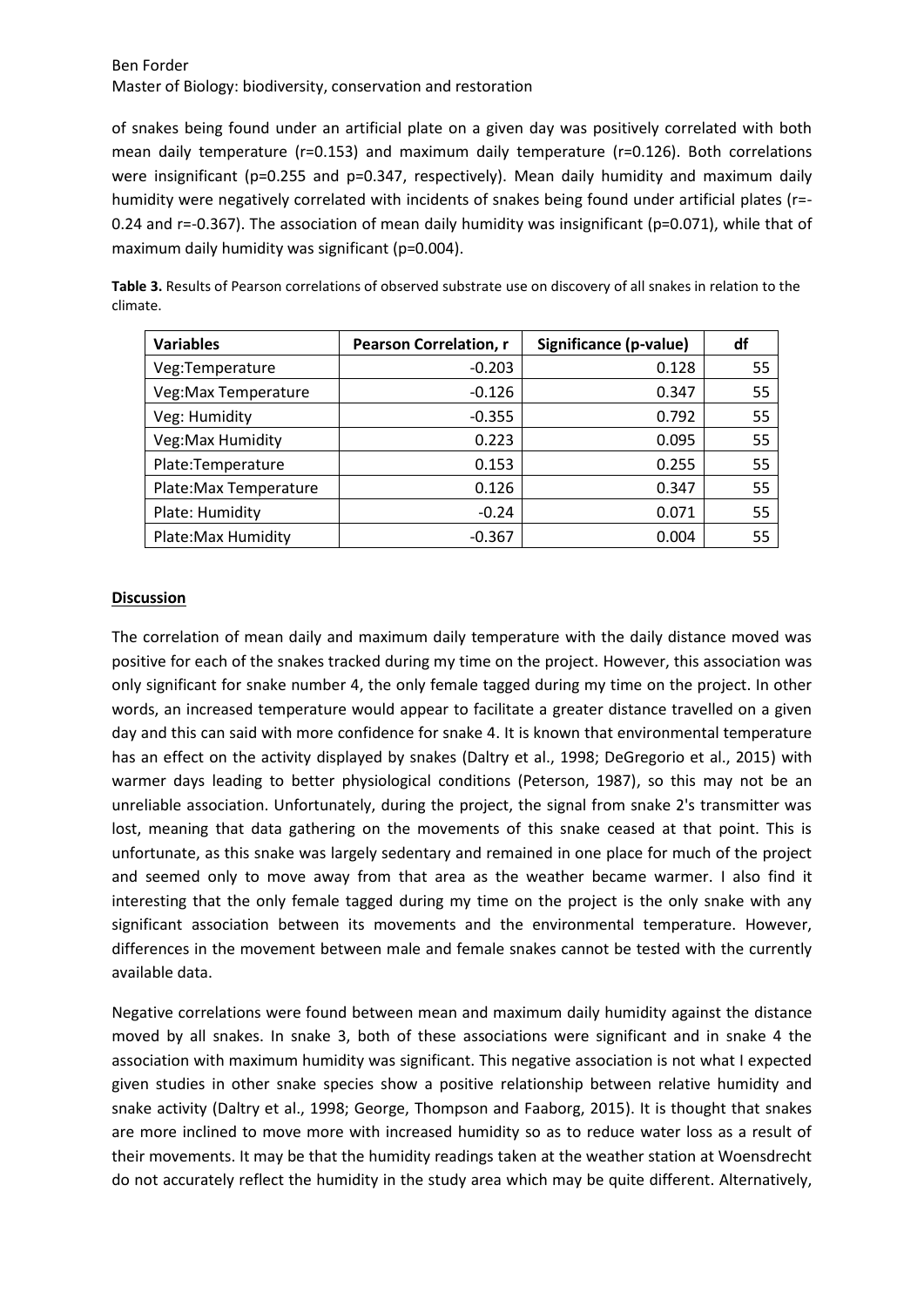of snakes being found under an artificial plate on a given day was positively correlated with both mean daily temperature (r=0.153) and maximum daily temperature (r=0.126). Both correlations were insignificant (p=0.255 and p=0.347, respectively). Mean daily humidity and maximum daily humidity were negatively correlated with incidents of snakes being found under artificial plates (r=-0.24 and r=-0.367). The association of mean daily humidity was insignificant (p=0.071), while that of maximum daily humidity was significant (p=0.004).

**Table 3.** Results of Pearson correlations of observed substrate use on discovery of all snakes in relation to the climate.

| Variables | Pearson Correlation, r | Significance (p-value) | df |
|---|---|---|---|
| Veg:Temperature | -0.203 | 0.128 | 55 |
| Veg:Max Temperature | -0.126 | 0.347 | 55 |
| Veg: Humidity | -0.355 | 0.792 | 55 |
| Veg:Max Humidity | 0.223 | 0.095 | 55 |
| Plate:Temperature | 0.153 | 0.255 | 55 |
| Plate:Max Temperature | 0.126 | 0.347 | 55 |
| Plate: Humidity | -0.24 | 0.071 | 55 |
| Plate:Max Humidity | -0.367 | 0.004 | 55 |

## Discussion

The correlation of mean daily and maximum daily temperature with the daily distance moved was positive for each of the snakes tracked during my time on the project. However, this association was only significant for snake number 4, the only female tagged during my time on the project. In other words, an increased temperature would appear to facilitate a greater distance travelled on a given day and this can said with more confidence for snake 4. It is known that environmental temperature has an effect on the activity displayed by snakes (Daltry et al., 1998; DeGregorio et al., 2015) with warmer days leading to better physiological conditions (Peterson, 1987), so this may not be an unreliable association. Unfortunately, during the project, the signal from snake 2's transmitter was lost, meaning that data gathering on the movements of this snake ceased at that point. This is unfortunate, as this snake was largely sedentary and remained in one place for much of the project and seemed only to move away from that area as the weather became warmer. I also find it interesting that the only female tagged during my time on the project is the only snake with any significant association between its movements and the environmental temperature. However, differences in the movement between male and female snakes cannot be tested with the currently available data.

Negative correlations were found between mean and maximum daily humidity against the distance moved by all snakes. In snake 3, both of these associations were significant and in snake 4 the association with maximum humidity was significant. This negative association is not what I expected given studies in other snake species show a positive relationship between relative humidity and snake activity (Daltry et al., 1998; George, Thompson and Faaborg, 2015). It is thought that snakes are more inclined to move more with increased humidity so as to reduce water loss as a result of their movements. It may be that the humidity readings taken at the weather station at Woensdrecht do not accurately reflect the humidity in the study area which may be quite different. Alternatively,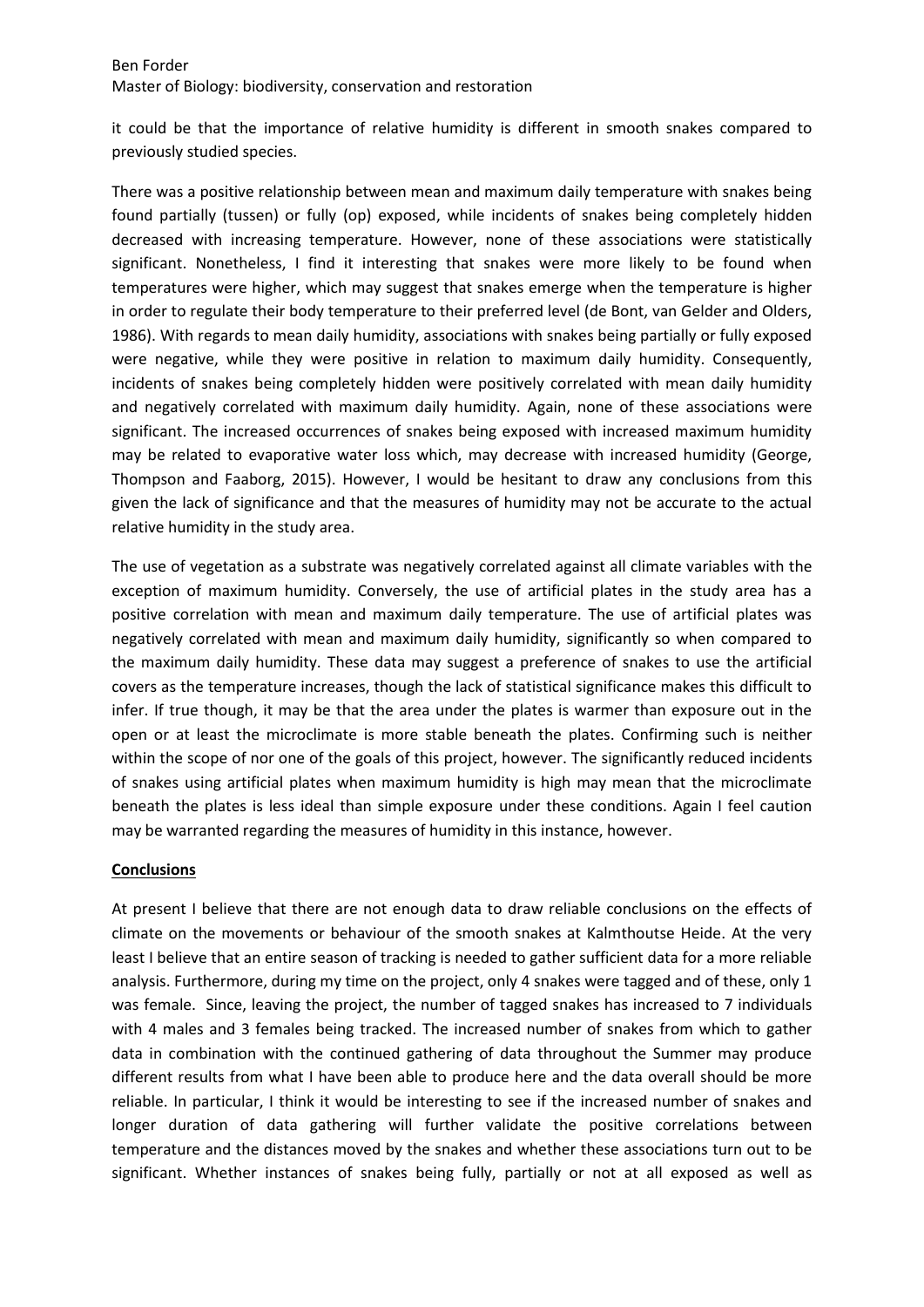it could be that the importance of relative humidity is different in smooth snakes compared to previously studied species.

There was a positive relationship between mean and maximum daily temperature with snakes being found partially (tussen) or fully (op) exposed, while incidents of snakes being completely hidden decreased with increasing temperature. However, none of these associations were statistically significant. Nonetheless, I find it interesting that snakes were more likely to be found when temperatures were higher, which may suggest that snakes emerge when the temperature is higher in order to regulate their body temperature to their preferred level (de Bont, van Gelder and Olders, 1986). With regards to mean daily humidity, associations with snakes being partially or fully exposed were negative, while they were positive in relation to maximum daily humidity. Consequently, incidents of snakes being completely hidden were positively correlated with mean daily humidity and negatively correlated with maximum daily humidity. Again, none of these associations were significant. The increased occurrences of snakes being exposed with increased maximum humidity may be related to evaporative water loss which, may decrease with increased humidity (George, Thompson and Faaborg, 2015). However, I would be hesitant to draw any conclusions from this given the lack of significance and that the measures of humidity may not be accurate to the actual relative humidity in the study area.

The use of vegetation as a substrate was negatively correlated against all climate variables with the exception of maximum humidity. Conversely, the use of artificial plates in the study area has a positive correlation with mean and maximum daily temperature. The use of artificial plates was negatively correlated with mean and maximum daily humidity, significantly so when compared to the maximum daily humidity. These data may suggest a preference of snakes to use the artificial covers as the temperature increases, though the lack of statistical significance makes this difficult to infer. If true though, it may be that the area under the plates is warmer than exposure out in the open or at least the microclimate is more stable beneath the plates. Confirming such is neither within the scope of nor one of the goals of this project, however. The significantly reduced incidents of snakes using artificial plates when maximum humidity is high may mean that the microclimate beneath the plates is less ideal than simple exposure under these conditions. Again I feel caution may be warranted regarding the measures of humidity in this instance, however.

## Conclusions

At present I believe that there are not enough data to draw reliable conclusions on the effects of climate on the movements or behaviour of the smooth snakes at Kalmthoutse Heide. At the very least I believe that an entire season of tracking is needed to gather sufficient data for a more reliable analysis. Furthermore, during my time on the project, only 4 snakes were tagged and of these, only 1 was female. Since, leaving the project, the number of tagged snakes has increased to 7 individuals with 4 males and 3 females being tracked. The increased number of snakes from which to gather data in combination with the continued gathering of data throughout the Summer may produce different results from what I have been able to produce here and the data overall should be more reliable. In particular, I think it would be interesting to see if the increased number of snakes and longer duration of data gathering will further validate the positive correlations between temperature and the distances moved by the snakes and whether these associations turn out to be significant. Whether instances of snakes being fully, partially or not at all exposed as well as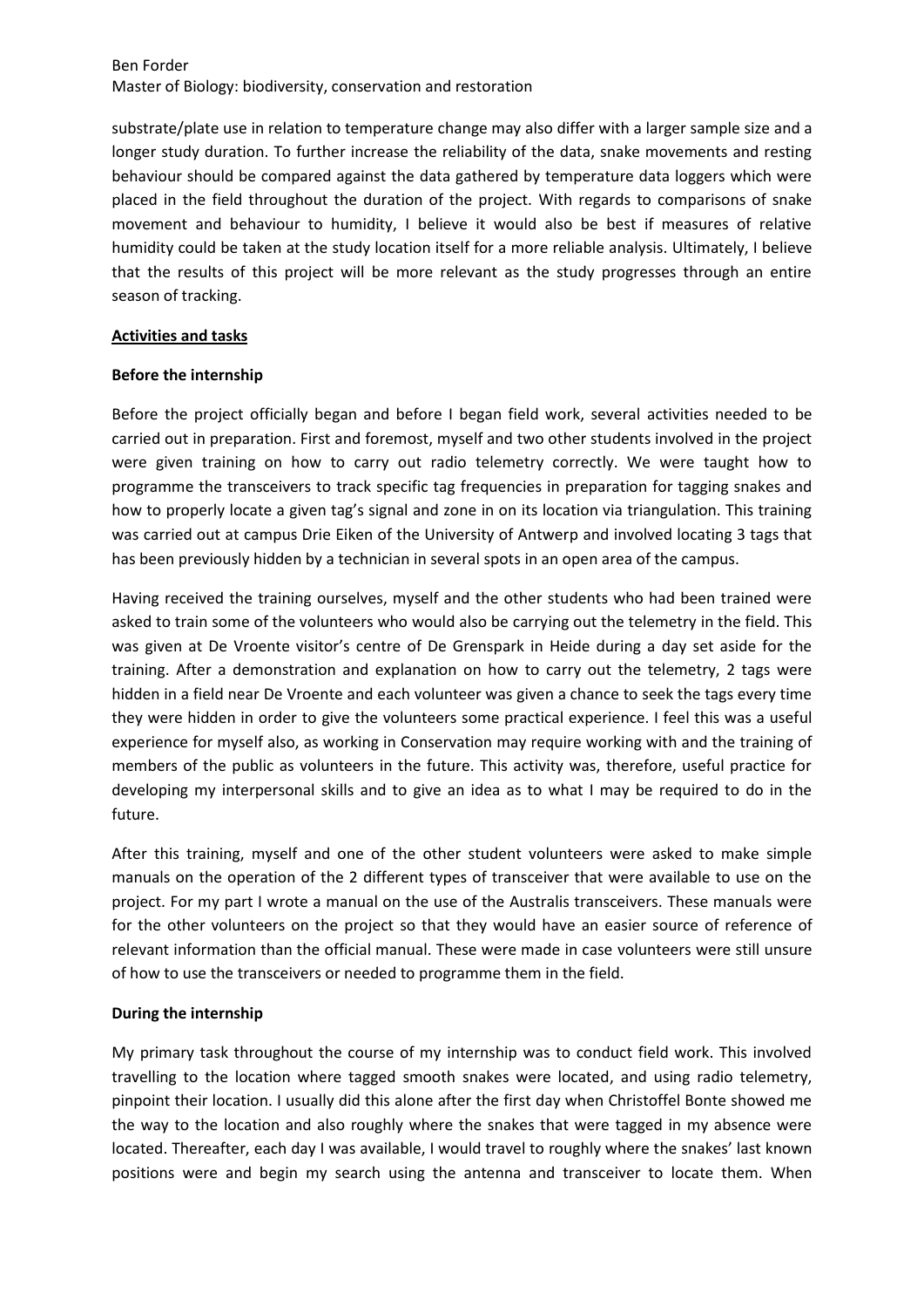substrate/plate use in relation to temperature change may also differ with a larger sample size and a longer study duration. To further increase the reliability of the data, snake movements and resting behaviour should be compared against the data gathered by temperature data loggers which were placed in the field throughout the duration of the project. With regards to comparisons of snake movement and behaviour to humidity, I believe it would also be best if measures of relative humidity could be taken at the study location itself for a more reliable analysis. Ultimately, I believe that the results of this project will be more relevant as the study progresses through an entire season of tracking.

## Activities and tasks

### Before the internship

Before the project officially began and before I began field work, several activities needed to be carried out in preparation. First and foremost, myself and two other students involved in the project were given training on how to carry out radio telemetry correctly. We were taught how to programme the transceivers to track specific tag frequencies in preparation for tagging snakes and how to properly locate a given tag's signal and zone in on its location via triangulation. This training was carried out at campus Drie Eiken of the University of Antwerp and involved locating 3 tags that has been previously hidden by a technician in several spots in an open area of the campus.

Having received the training ourselves, myself and the other students who had been trained were asked to train some of the volunteers who would also be carrying out the telemetry in the field. This was given at De Vroente visitor's centre of De Grenspark in Heide during a day set aside for the training. After a demonstration and explanation on how to carry out the telemetry, 2 tags were hidden in a field near De Vroente and each volunteer was given a chance to seek the tags every time they were hidden in order to give the volunteers some practical experience. I feel this was a useful experience for myself also, as working in Conservation may require working with and the training of members of the public as volunteers in the future. This activity was, therefore, useful practice for developing my interpersonal skills and to give an idea as to what I may be required to do in the future.

After this training, myself and one of the other student volunteers were asked to make simple manuals on the operation of the 2 different types of transceiver that were available to use on the project. For my part I wrote a manual on the use of the Australis transceivers. These manuals were for the other volunteers on the project so that they would have an easier source of reference of relevant information than the official manual. These were made in case volunteers were still unsure of how to use the transceivers or needed to programme them in the field.

### During the internship

My primary task throughout the course of my internship was to conduct field work. This involved travelling to the location where tagged smooth snakes were located, and using radio telemetry, pinpoint their location. I usually did this alone after the first day when Christoffel Bonte showed me the way to the location and also roughly where the snakes that were tagged in my absence were located. Thereafter, each day I was available, I would travel to roughly where the snakes' last known positions were and begin my search using the antenna and transceiver to locate them. When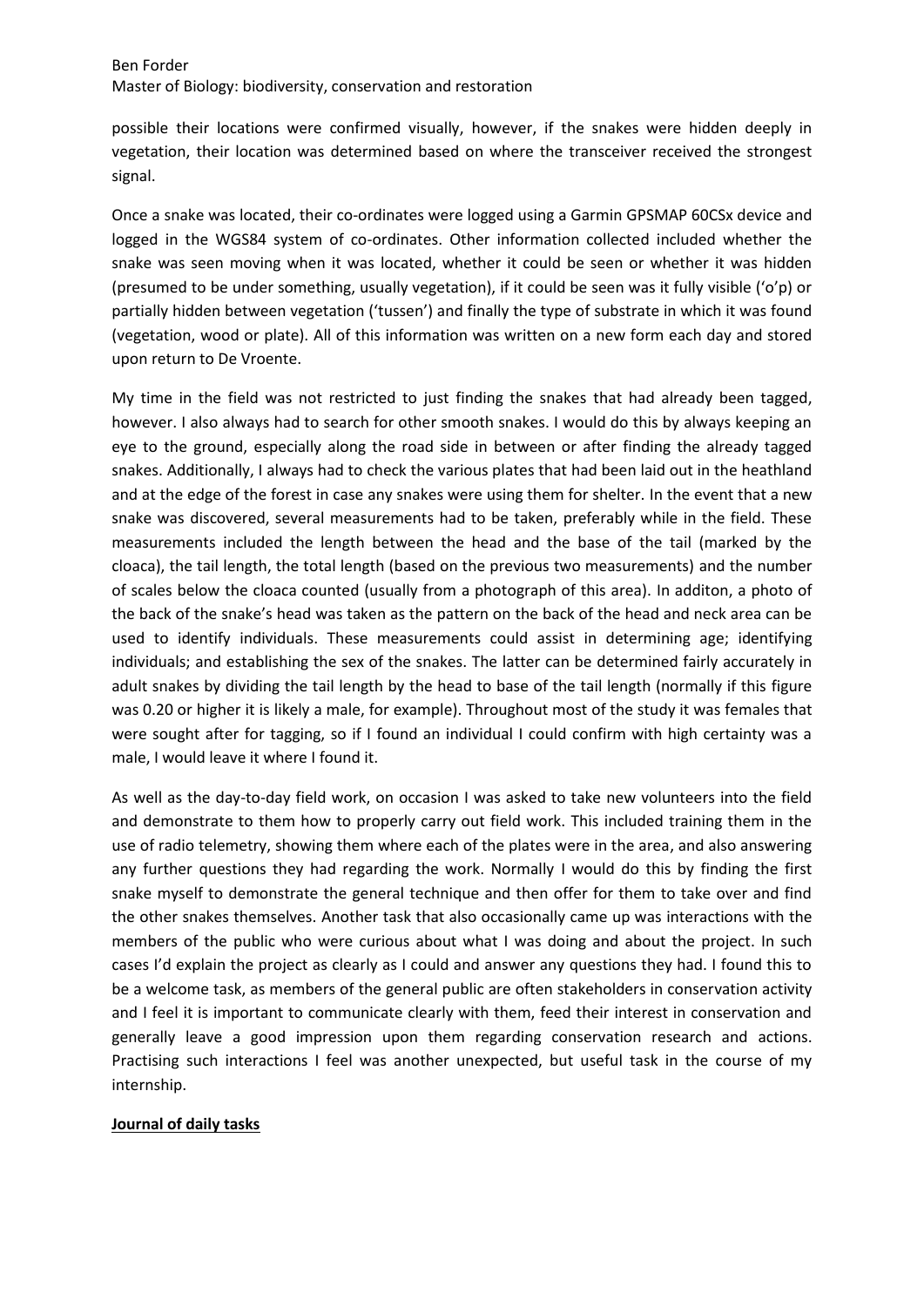possible their locations were confirmed visually, however, if the snakes were hidden deeply in vegetation, their location was determined based on where the transceiver received the strongest signal.

Once a snake was located, their co-ordinates were logged using a Garmin GPSMAP 60CSx device and logged in the WGS84 system of co-ordinates. Other information collected included whether the snake was seen moving when it was located, whether it could be seen or whether it was hidden (presumed to be under something, usually vegetation), if it could be seen was it fully visible ('o'p) or partially hidden between vegetation ('tussen') and finally the type of substrate in which it was found (vegetation, wood or plate). All of this information was written on a new form each day and stored upon return to De Vroente.

My time in the field was not restricted to just finding the snakes that had already been tagged, however. I also always had to search for other smooth snakes. I would do this by always keeping an eye to the ground, especially along the road side in between or after finding the already tagged snakes. Additionally, I always had to check the various plates that had been laid out in the heathland and at the edge of the forest in case any snakes were using them for shelter. In the event that a new snake was discovered, several measurements had to be taken, preferably while in the field. These measurements included the length between the head and the base of the tail (marked by the cloaca), the tail length, the total length (based on the previous two measurements) and the number of scales below the cloaca counted (usually from a photograph of this area). In additon, a photo of the back of the snake's head was taken as the pattern on the back of the head and neck area can be used to identify individuals. These measurements could assist in determining age; identifying individuals; and establishing the sex of the snakes. The latter can be determined fairly accurately in adult snakes by dividing the tail length by the head to base of the tail length (normally if this figure was 0.20 or higher it is likely a male, for example). Throughout most of the study it was females that were sought after for tagging, so if I found an individual I could confirm with high certainty was a male, I would leave it where I found it.

As well as the day-to-day field work, on occasion I was asked to take new volunteers into the field and demonstrate to them how to properly carry out field work. This included training them in the use of radio telemetry, showing them where each of the plates were in the area, and also answering any further questions they had regarding the work. Normally I would do this by finding the first snake myself to demonstrate the general technique and then offer for them to take over and find the other snakes themselves. Another task that also occasionally came up was interactions with the members of the public who were curious about what I was doing and about the project. In such cases I'd explain the project as clearly as I could and answer any questions they had. I found this to be a welcome task, as members of the general public are often stakeholders in conservation activity and I feel it is important to communicate clearly with them, feed their interest in conservation and generally leave a good impression upon them regarding conservation research and actions. Practising such interactions I feel was another unexpected, but useful task in the course of my internship.

**Journal of daily tasks**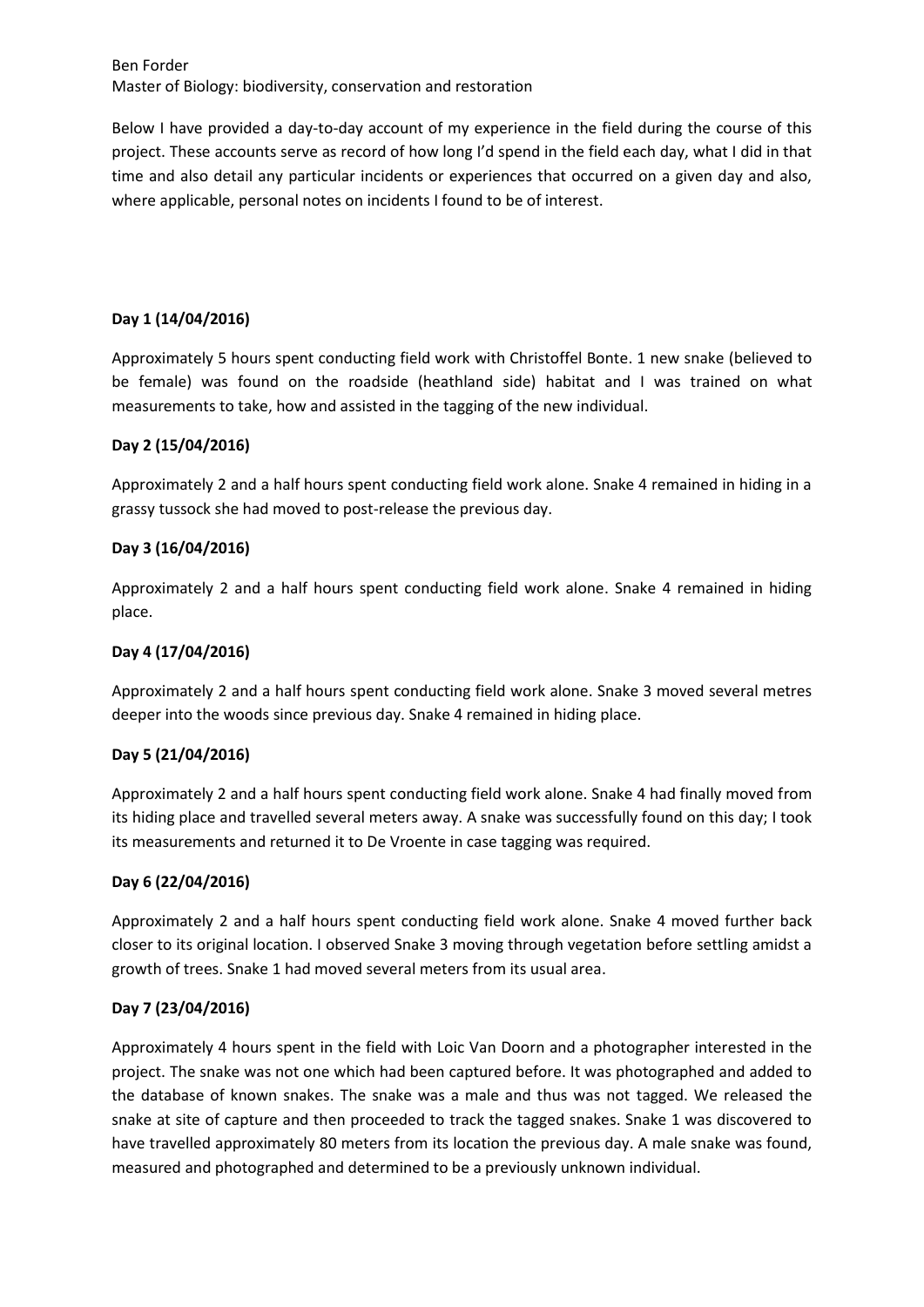Ben Forder
Master of Biology: biodiversity, conservation and restoration

Below I have provided a day-to-day account of my experience in the field during the course of this project. These accounts serve as record of how long I'd spend in the field each day, what I did in that time and also detail any particular incidents or experiences that occurred on a given day and also, where applicable, personal notes on incidents I found to be of interest.

**Day 1 (14/04/2016)**

Approximately 5 hours spent conducting field work with Christoffel Bonte. 1 new snake (believed to be female) was found on the roadside (heathland side) habitat and I was trained on what measurements to take, how and assisted in the tagging of the new individual.

**Day 2 (15/04/2016)**

Approximately 2 and a half hours spent conducting field work alone. Snake 4 remained in hiding in a grassy tussock she had moved to post-release the previous day.

**Day 3 (16/04/2016)**

Approximately 2 and a half hours spent conducting field work alone. Snake 4 remained in hiding place.

**Day 4 (17/04/2016)**

Approximately 2 and a half hours spent conducting field work alone. Snake 3 moved several metres deeper into the woods since previous day. Snake 4 remained in hiding place.

**Day 5 (21/04/2016)**

Approximately 2 and a half hours spent conducting field work alone. Snake 4 had finally moved from its hiding place and travelled several meters away. A snake was successfully found on this day; I took its measurements and returned it to De Vroente in case tagging was required.

**Day 6 (22/04/2016)**

Approximately 2 and a half hours spent conducting field work alone. Snake 4 moved further back closer to its original location. I observed Snake 3 moving through vegetation before settling amidst a growth of trees. Snake 1 had moved several meters from its usual area.

**Day 7 (23/04/2016)**

Approximately 4 hours spent in the field with Loic Van Doorn and a photographer interested in the project. The snake was not one which had been captured before. It was photographed and added to the database of known snakes. The snake was a male and thus was not tagged. We released the snake at site of capture and then proceeded to track the tagged snakes. Snake 1 was discovered to have travelled approximately 80 meters from its location the previous day. A male snake was found, measured and photographed and determined to be a previously unknown individual.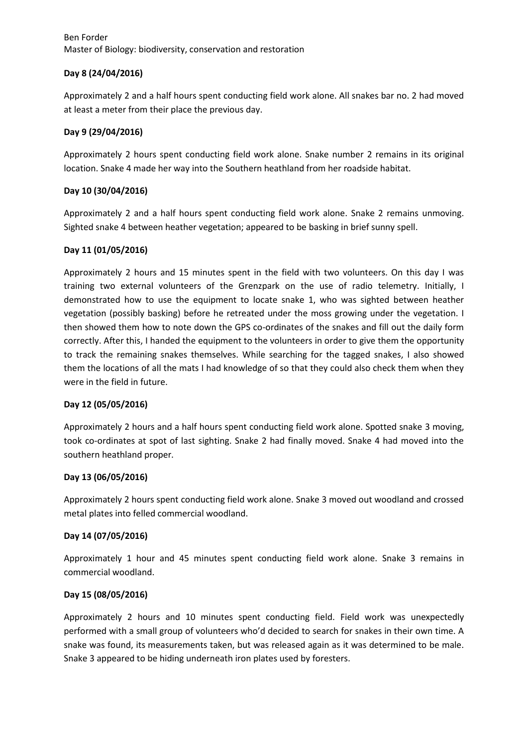**Day 8 (24/04/2016)**

Approximately 2 and a half hours spent conducting field work alone. All snakes bar no. 2 had moved at least a meter from their place the previous day.

**Day 9 (29/04/2016)**

Approximately 2 hours spent conducting field work alone. Snake number 2 remains in its original location. Snake 4 made her way into the Southern heathland from her roadside habitat.

**Day 10 (30/04/2016)**

Approximately 2 and a half hours spent conducting field work alone. Snake 2 remains unmoving. Sighted snake 4 between heather vegetation; appeared to be basking in brief sunny spell.

**Day 11 (01/05/2016)**

Approximately 2 hours and 15 minutes spent in the field with two volunteers. On this day I was training two external volunteers of the Grenzpark on the use of radio telemetry. Initially, I demonstrated how to use the equipment to locate snake 1, who was sighted between heather vegetation (possibly basking) before he retreated under the moss growing under the vegetation. I then showed them how to note down the GPS co-ordinates of the snakes and fill out the daily form correctly. After this, I handed the equipment to the volunteers in order to give them the opportunity to track the remaining snakes themselves. While searching for the tagged snakes, I also showed them the locations of all the mats I had knowledge of so that they could also check them when they were in the field in future.

**Day 12 (05/05/2016)**

Approximately 2 hours and a half hours spent conducting field work alone. Spotted snake 3 moving, took co-ordinates at spot of last sighting. Snake 2 had finally moved. Snake 4 had moved into the southern heathland proper.

**Day 13 (06/05/2016)**

Approximately 2 hours spent conducting field work alone. Snake 3 moved out woodland and crossed metal plates into felled commercial woodland.

**Day 14 (07/05/2016)**

Approximately 1 hour and 45 minutes spent conducting field work alone. Snake 3 remains in commercial woodland.

**Day 15 (08/05/2016)**

Approximately 2 hours and 10 minutes spent conducting field. Field work was unexpectedly performed with a small group of volunteers who'd decided to search for snakes in their own time. A snake was found, its measurements taken, but was released again as it was determined to be male. Snake 3 appeared to be hiding underneath iron plates used by foresters.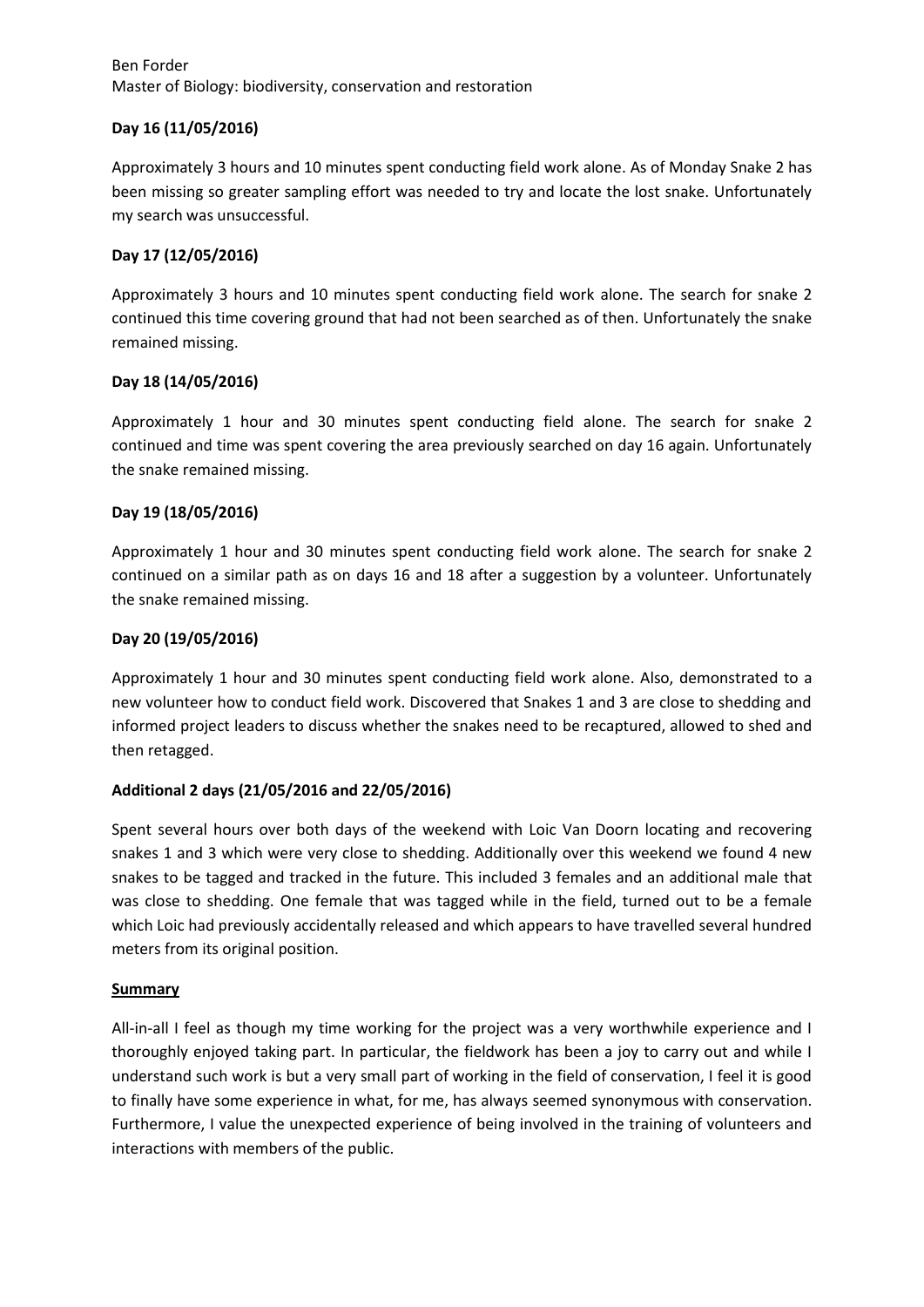### Day 16 (11/05/2016)

Approximately 3 hours and 10 minutes spent conducting field work alone. As of Monday Snake 2 has been missing so greater sampling effort was needed to try and locate the lost snake. Unfortunately my search was unsuccessful.

### Day 17 (12/05/2016)

Approximately 3 hours and 10 minutes spent conducting field work alone. The search for snake 2 continued this time covering ground that had not been searched as of then. Unfortunately the snake remained missing.

### Day 18 (14/05/2016)

Approximately 1 hour and 30 minutes spent conducting field alone. The search for snake 2 continued and time was spent covering the area previously searched on day 16 again. Unfortunately the snake remained missing.

### Day 19 (18/05/2016)

Approximately 1 hour and 30 minutes spent conducting field work alone. The search for snake 2 continued on a similar path as on days 16 and 18 after a suggestion by a volunteer. Unfortunately the snake remained missing.

### Day 20 (19/05/2016)

Approximately 1 hour and 30 minutes spent conducting field work alone. Also, demonstrated to a new volunteer how to conduct field work. Discovered that Snakes 1 and 3 are close to shedding and informed project leaders to discuss whether the snakes need to be recaptured, allowed to shed and then retagged.

### Additional 2 days (21/05/2016 and 22/05/2016)

Spent several hours over both days of the weekend with Loic Van Doorn locating and recovering snakes 1 and 3 which were very close to shedding. Additionally over this weekend we found 4 new snakes to be tagged and tracked in the future. This included 3 females and an additional male that was close to shedding. One female that was tagged while in the field, turned out to be a female which Loic had previously accidentally released and which appears to have travelled several hundred meters from its original position.

### Summary

All-in-all I feel as though my time working for the project was a very worthwhile experience and I thoroughly enjoyed taking part. In particular, the fieldwork has been a joy to carry out and while I understand such work is but a very small part of working in the field of conservation, I feel it is good to finally have some experience in what, for me, has always seemed synonymous with conservation. Furthermore, I value the unexpected experience of being involved in the training of volunteers and interactions with members of the public.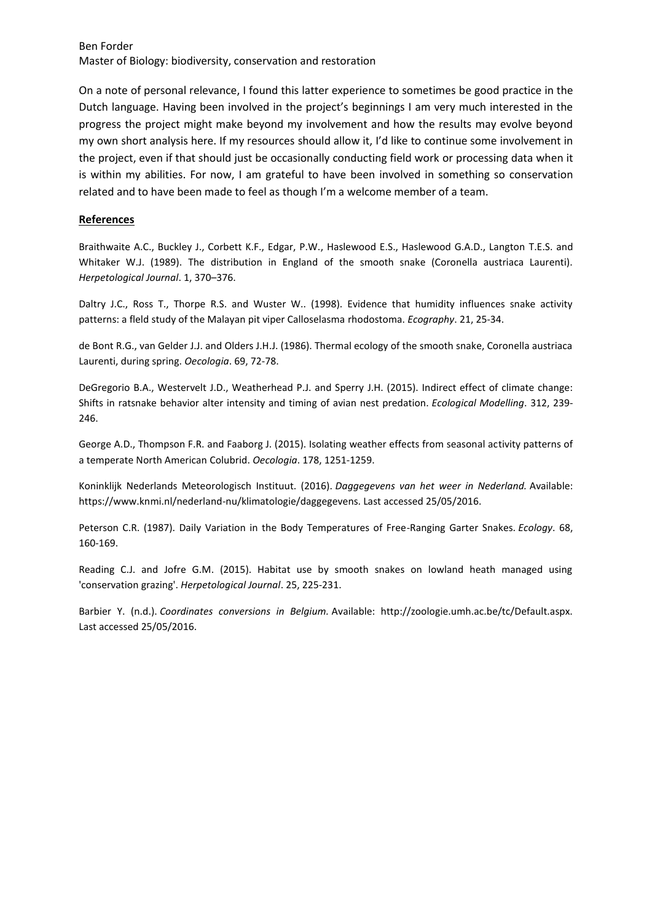On a note of personal relevance, I found this latter experience to sometimes be good practice in the Dutch language. Having been involved in the project's beginnings I am very much interested in the progress the project might make beyond my involvement and how the results may evolve beyond my own short analysis here. If my resources should allow it, I'd like to continue some involvement in the project, even if that should just be occasionally conducting field work or processing data when it is within my abilities. For now, I am grateful to have been involved in something so conservation related and to have been made to feel as though I'm a welcome member of a team.

## References

Braithwaite A.C., Buckley J., Corbett K.F., Edgar, P.W., Haslewood E.S., Haslewood G.A.D., Langton T.E.S. and Whitaker W.J. (1989). The distribution in England of the smooth snake (Coronella austriaca Laurenti). *Herpetological Journal*. 1, 370–376.

Daltry J.C., Ross T., Thorpe R.S. and Wuster W.. (1998). Evidence that humidity influences snake activity patterns: a fleld study of the Malayan pit viper Calloselasma rhodostoma. *Ecography*. 21, 25-34.

de Bont R.G., van Gelder J.J. and Olders J.H.J. (1986). Thermal ecology of the smooth snake, Coronella austriaca Laurenti, during spring. *Oecologia*. 69, 72-78.

DeGregorio B.A., Westervelt J.D., Weatherhead P.J. and Sperry J.H. (2015). Indirect effect of climate change: Shifts in ratsnake behavior alter intensity and timing of avian nest predation. *Ecological Modelling*. 312, 239-246.

George A.D., Thompson F.R. and Faaborg J. (2015). Isolating weather effects from seasonal activity patterns of a temperate North American Colubrid. *Oecologia*. 178, 1251-1259.

Koninklijk Nederlands Meteorologisch Instituut. (2016). *Daggegevens van het weer in Nederland.* Available: https://www.knmi.nl/nederland-nu/klimatologie/daggegevens. Last accessed 25/05/2016.

Peterson C.R. (1987). Daily Variation in the Body Temperatures of Free-Ranging Garter Snakes. *Ecology*. 68, 160-169.

Reading C.J. and Jofre G.M. (2015). Habitat use by smooth snakes on lowland heath managed using 'conservation grazing'. *Herpetological Journal*. 25, 225-231.

Barbier Y. (n.d.). *Coordinates conversions in Belgium.* Available: http://zoologie.umh.ac.be/tc/Default.aspx. Last accessed 25/05/2016.